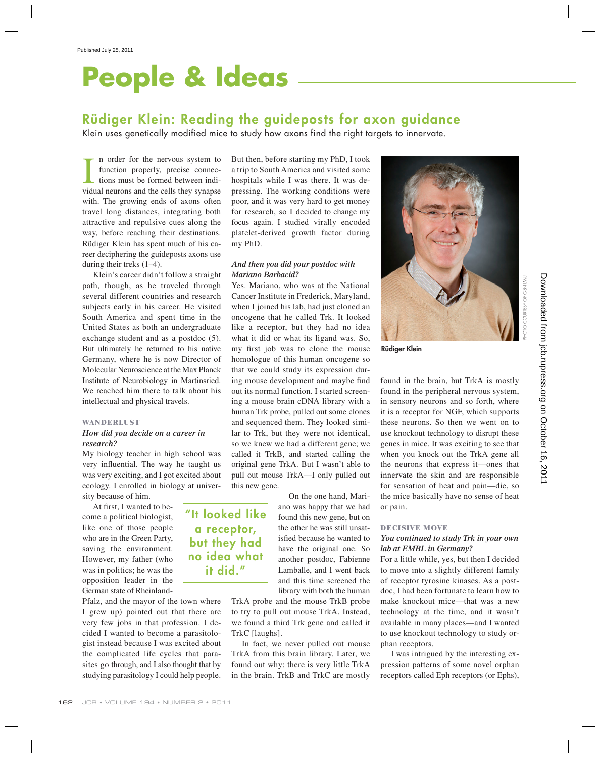# People & Ideas

## Rüdiger Klein: Reading the guideposts for axon guidance

Klein uses genetically modified mice to study how axons find the right targets to innervate.

In order for the nervous system to function properly, precise connections must be formed between individual neurons and the cells they synapse with. The growing ends of axons often travel long distances, integrating both attractive and repulsive cues along the way, before reaching their destinations. Rüdiger Klein has spent much of his career deciphering the guideposts axons use during their treks (1–4).

Klein's career didn't follow a straight path, though, as he traveled through several different countries and research subjects early in his career. He visited South America and spent time in the United States as both an undergraduate exchange student and as a postdoc (5). But ultimately he returned to his native Germany, where he is now Director of Molecular Neuroscience at the Max Planck Institute of Neurobiology in Martinsried. We reached him there to talk about his intellectual and physical travels.

### WANDERLUST

***How did you decide on a career in research?***

My biology teacher in high school was very influential. The way he taught us was very exciting, and I got excited about ecology. I enrolled in biology at university because of him.

At first, I wanted to become a political biologist, like one of those people who are in the Green Party, saving the environment. However, my father (who was in politics; he was the opposition leader in the German state of Rheinland-Pfalz, and the mayor of the town where I grew up) pointed out that there are very few jobs in that profession. I decided I wanted to become a parasitologist instead because I was excited about the complicated life cycles that parasites go through, and I also thought that by studying parasitology I could help people. But then, before starting my PhD, I took a trip to South America and visited some hospitals while I was there. It was depressing. The working conditions were poor, and it was very hard to get money for research, so I decided to change my focus again. I studied virally encoded platelet-derived growth factor during my PhD.

***And then you did your postdoc with Mariano Barbacid?***

Yes. Mariano, who was at the National Cancer Institute in Frederick, Maryland, when I joined his lab, had just cloned an oncogene that he called Trk. It looked like a receptor, but they had no idea what it did or what its ligand was. So, my first job was to clone the mouse homologue of this human oncogene so that we could study its expression during mouse development and maybe find out its normal function. I started screening a mouse brain cDNA library with a human Trk probe, pulled out some clones and sequenced them. They looked similar to Trk, but they were not identical, so we knew we had a different gene; we called it TrkB, and started calling the original gene TrkA. But I wasn't able to pull out mouse TrkA—I only pulled out this new gene.

> "It looked like a receptor, but they had no idea what it did."

On the one hand, Mariano was happy that we had found this new gene, but on the other he was still unsatisfied because he wanted to have the original one. So another postdoc, Fabienne Lamballe, and I went back and this time screened the library with both the human TrkA probe and the mouse TrkB probe to try to pull out mouse TrkA. Instead, we found a third Trk gene and called it TrkC [laughs].

In fact, we never pulled out mouse TrkA from this brain library. Later, we found out why: there is very little TrkA in the brain. TrkB and TrkC are mostly found in the brain, but TrkA is mostly found in the peripheral nervous system, in sensory neurons and so forth, where it is a receptor for NGF, which supports these neurons. So then we went on to use knockout technology to disrupt these genes in mice. It was exciting to see that when you knock out the TrkA gene all the neurons that express it—ones that innervate the skin and are responsible for sensation of heat and pain—die, so the mice basically have no sense of heat or pain.

Rüdiger Klein

PHOTO COURTESY OF GSN-LMU

### DECISIVE MOVE

***You continued to study Trk in your own lab at EMBL in Germany?***

For a little while, yes, but then I decided to move into a slightly different family of receptor tyrosine kinases. As a postdoc, I had been fortunate to learn how to make knockout mice—that was a new technology at the time, and it wasn't available in many places—and I wanted to use knockout technology to study orphan receptors.

I was intrigued by the interesting expression patterns of some novel orphan receptors called Eph receptors (or Ephs),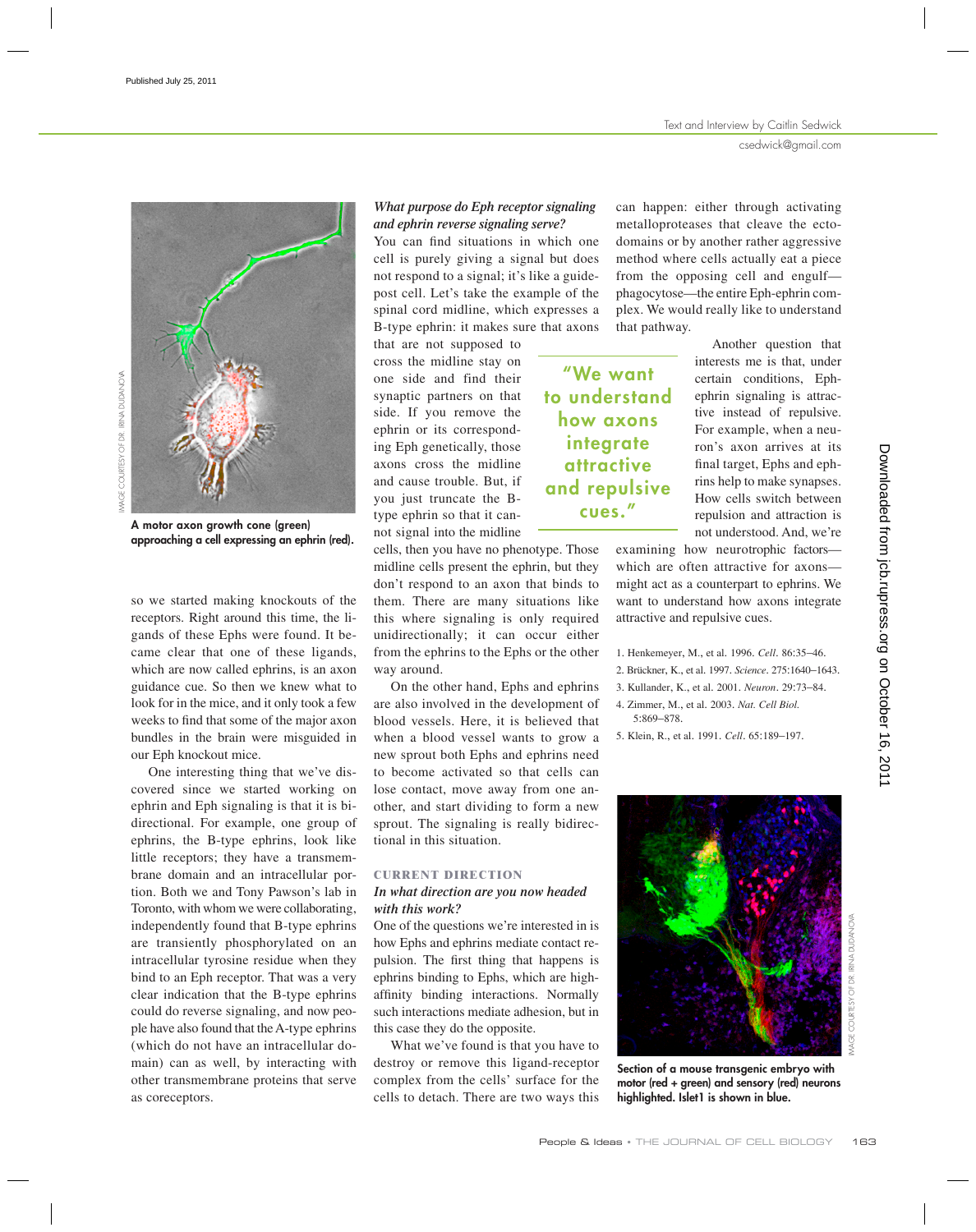A motor axon growth cone (green) approaching a cell expressing an ephrin (red).

so we started making knockouts of the receptors. Right around this time, the ligands of these Ephs were found. It became clear that one of these ligands, which are now called ephrins, is an axon guidance cue. So then we knew what to look for in the mice, and it only took a few weeks to find that some of the major axon bundles in the brain were misguided in our Eph knockout mice.

One interesting thing that we've discovered since we started working on ephrin and Eph signaling is that it is bidirectional. For example, one group of ephrins, the B-type ephrins, look like little receptors; they have a transmembrane domain and an intracellular portion. Both we and Tony Pawson's lab in Toronto, with whom we were collaborating, independently found that B-type ephrins are transiently phosphorylated on an intracellular tyrosine residue when they bind to an Eph receptor. That was a very clear indication that the B-type ephrins could do reverse signaling, and now people have also found that the A-type ephrins (which do not have an intracellular domain) can as well, by interacting with other transmembrane proteins that serve as coreceptors.

***What purpose do Eph receptor signaling and ephrin reverse signaling serve?***

You can find situations in which one cell is purely giving a signal but does not respond to a signal; it's like a guidepost cell. Let's take the example of the spinal cord midline, which expresses a B-type ephrin: it makes sure that axons that are not supposed to cross the midline stay on one side and find their synaptic partners on that side. If you remove the ephrin or its corresponding Eph genetically, those axons cross the midline and cause trouble. But, if you just truncate the B-type ephrin so that it cannot signal into the midline cells, then you have no phenotype. Those midline cells present the ephrin, but they don't respond to an axon that binds to them. There are many situations like this where signaling is only required unidirectionally; it can occur either from the ephrins to the Ephs or the other way around.

On the other hand, Ephs and ephrins are also involved in the development of blood vessels. Here, it is believed that when a blood vessel wants to grow a new sprout both Ephs and ephrins need to become activated so that cells can lose contact, move away from one another, and start dividing to form a new sprout. The signaling is really bidirectional in this situation.

## CURRENT DIRECTION

***In what direction are you now headed with this work?***

One of the questions we're interested in is how Ephs and ephrins mediate contact repulsion. The first thing that happens is ephrins binding to Ephs, which are high-affinity binding interactions. Normally such interactions mediate adhesion, but in this case they do the opposite.

What we've found is that you have to destroy or remove this ligand-receptor complex from the cells' surface for the cells to detach. There are two ways this can happen: either through activating metalloproteases that cleave the ectodomains or by another rather aggressive method where cells actually eat a piece from the opposing cell and engulf—phagocytose—the entire Eph-ephrin complex. We would really like to understand that pathway.

"We want to understand how axons integrate attractive and repulsive cues."

Another question that interests me is that, under certain conditions, Eph-ephrin signaling is attractive instead of repulsive. For example, when a neuron's axon arrives at its final target, Ephs and ephrins help to make synapses. How cells switch between repulsion and attraction is not understood. And, we're examining how neurotrophic factors—which are often attractive for axons—might act as a counterpart to ephrins. We want to understand how axons integrate attractive and repulsive cues.

1. Henkemeyer, M., et al. 1996. *Cell*. 86:35–46.
2. Brückner, K., et al. 1997. *Science*. 275:1640–1643.
3. Kullander, K., et al. 2001. *Neuron*. 29:73–84.
4. Zimmer, M., et al. 2003. *Nat. Cell Biol.* 5:869–878.
5. Klein, R., et al. 1991. *Cell*. 65:189–197.

Section of a mouse transgenic embryo with motor (red + green) and sensory (red) neurons highlighted. Islet1 is shown in blue.